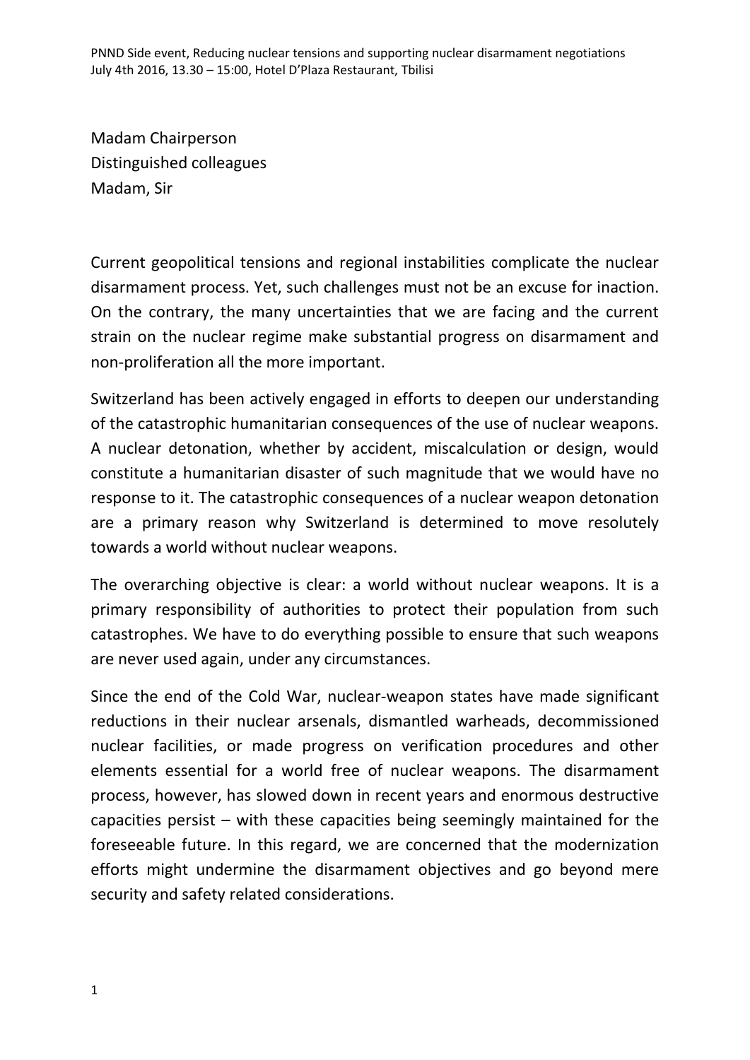Madam Chairperson
Distinguished colleagues
Madam, Sir

Current geopolitical tensions and regional instabilities complicate the nuclear disarmament process. Yet, such challenges must not be an excuse for inaction. On the contrary, the many uncertainties that we are facing and the current strain on the nuclear regime make substantial progress on disarmament and non-proliferation all the more important.

Switzerland has been actively engaged in efforts to deepen our understanding of the catastrophic humanitarian consequences of the use of nuclear weapons. A nuclear detonation, whether by accident, miscalculation or design, would constitute a humanitarian disaster of such magnitude that we would have no response to it. The catastrophic consequences of a nuclear weapon detonation are a primary reason why Switzerland is determined to move resolutely towards a world without nuclear weapons.

The overarching objective is clear: a world without nuclear weapons. It is a primary responsibility of authorities to protect their population from such catastrophes. We have to do everything possible to ensure that such weapons are never used again, under any circumstances.

Since the end of the Cold War, nuclear-weapon states have made significant reductions in their nuclear arsenals, dismantled warheads, decommissioned nuclear facilities, or made progress on verification procedures and other elements essential for a world free of nuclear weapons. The disarmament process, however, has slowed down in recent years and enormous destructive capacities persist – with these capacities being seemingly maintained for the foreseeable future. In this regard, we are concerned that the modernization efforts might undermine the disarmament objectives and go beyond mere security and safety related considerations.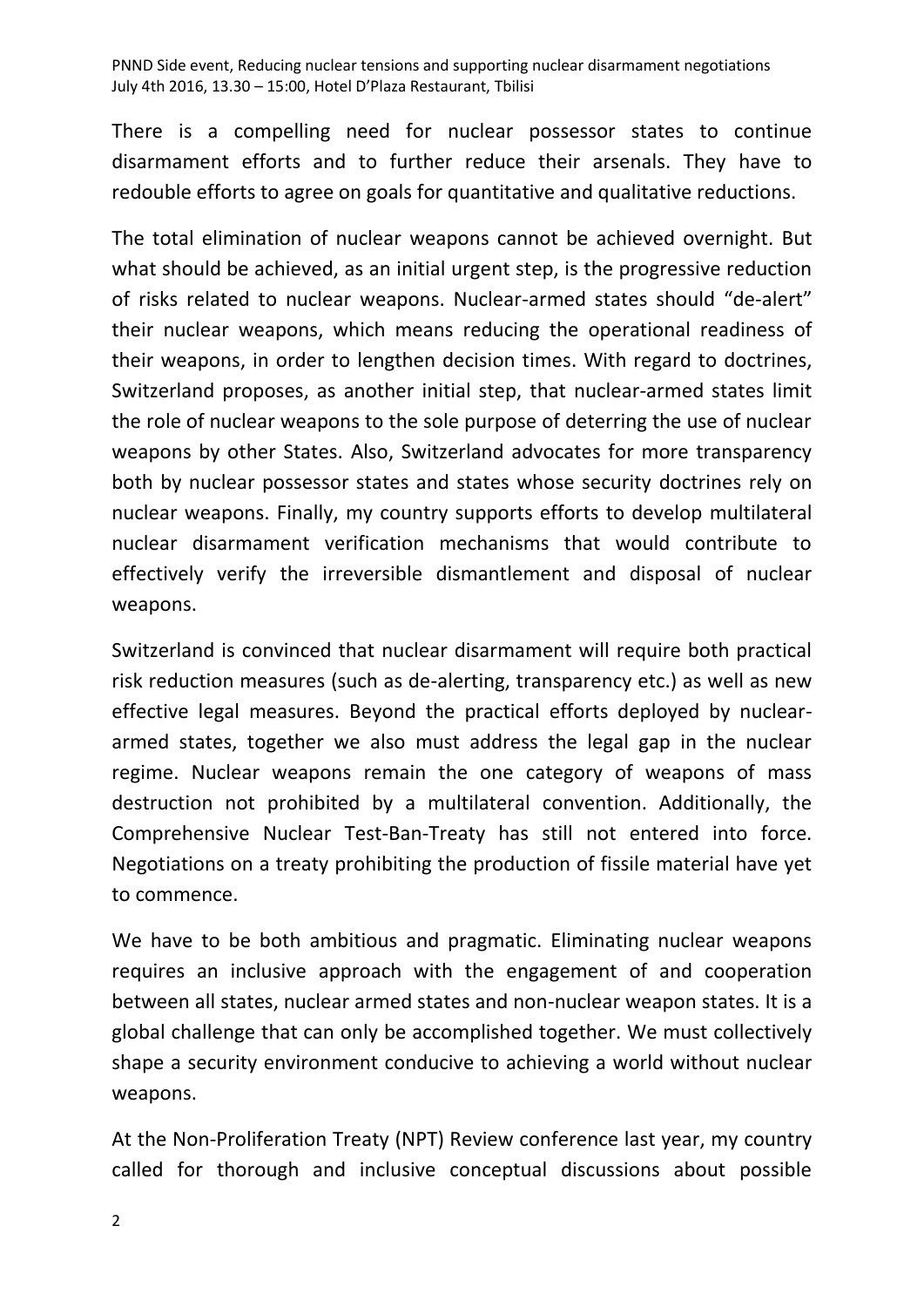There is a compelling need for nuclear possessor states to continue disarmament efforts and to further reduce their arsenals. They have to redouble efforts to agree on goals for quantitative and qualitative reductions.

The total elimination of nuclear weapons cannot be achieved overnight. But what should be achieved, as an initial urgent step, is the progressive reduction of risks related to nuclear weapons. Nuclear-armed states should "de-alert" their nuclear weapons, which means reducing the operational readiness of their weapons, in order to lengthen decision times. With regard to doctrines, Switzerland proposes, as another initial step, that nuclear-armed states limit the role of nuclear weapons to the sole purpose of deterring the use of nuclear weapons by other States. Also, Switzerland advocates for more transparency both by nuclear possessor states and states whose security doctrines rely on nuclear weapons. Finally, my country supports efforts to develop multilateral nuclear disarmament verification mechanisms that would contribute to effectively verify the irreversible dismantlement and disposal of nuclear weapons.

Switzerland is convinced that nuclear disarmament will require both practical risk reduction measures (such as de-alerting, transparency etc.) as well as new effective legal measures. Beyond the practical efforts deployed by nuclear-armed states, together we also must address the legal gap in the nuclear regime. Nuclear weapons remain the one category of weapons of mass destruction not prohibited by a multilateral convention. Additionally, the Comprehensive Nuclear Test-Ban-Treaty has still not entered into force. Negotiations on a treaty prohibiting the production of fissile material have yet to commence.

We have to be both ambitious and pragmatic. Eliminating nuclear weapons requires an inclusive approach with the engagement of and cooperation between all states, nuclear armed states and non-nuclear weapon states. It is a global challenge that can only be accomplished together. We must collectively shape a security environment conducive to achieving a world without nuclear weapons.

At the Non-Proliferation Treaty (NPT) Review conference last year, my country called for thorough and inclusive conceptual discussions about possible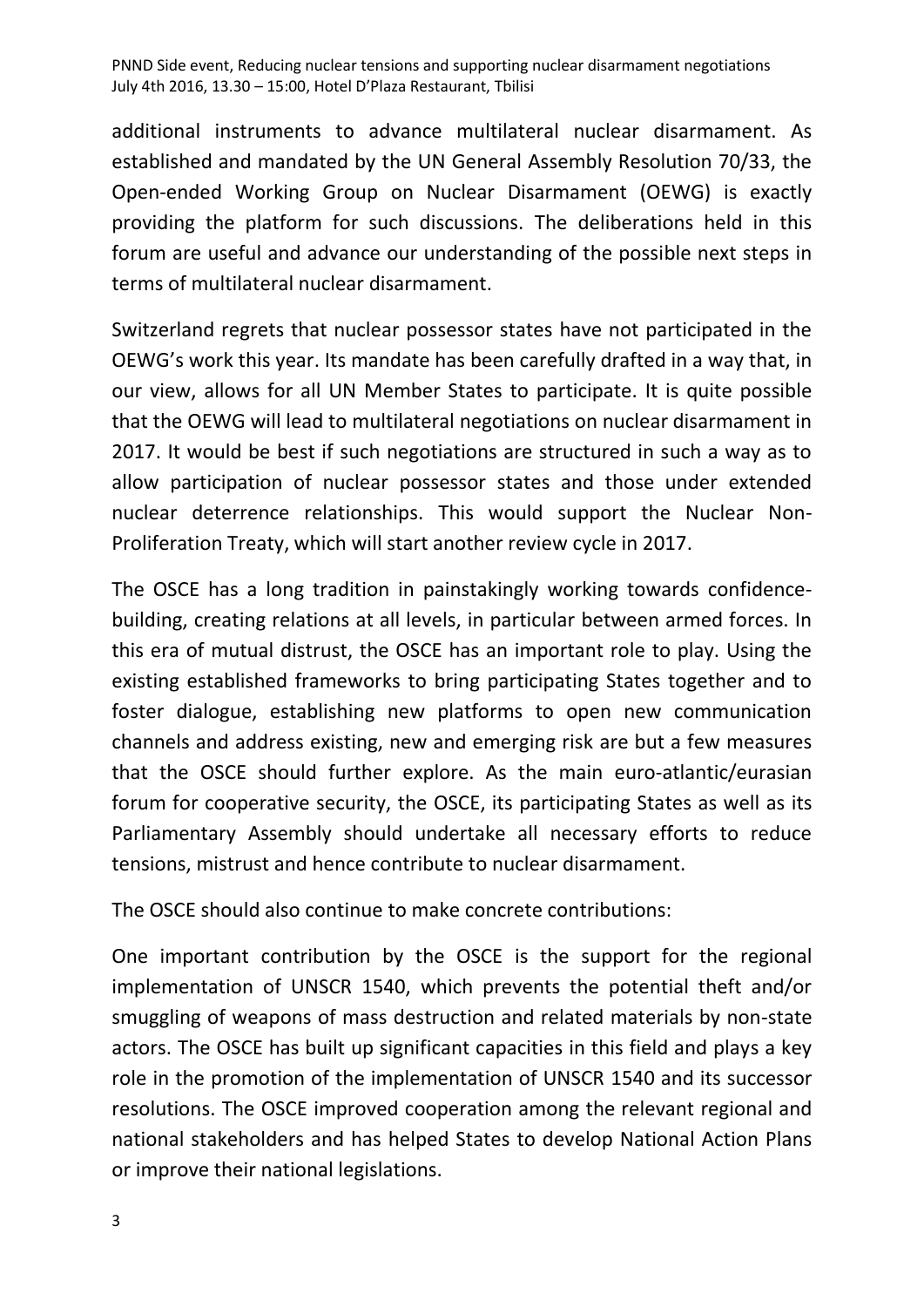additional instruments to advance multilateral nuclear disarmament. As established and mandated by the UN General Assembly Resolution 70/33, the Open-ended Working Group on Nuclear Disarmament (OEWG) is exactly providing the platform for such discussions. The deliberations held in this forum are useful and advance our understanding of the possible next steps in terms of multilateral nuclear disarmament.

Switzerland regrets that nuclear possessor states have not participated in the OEWG's work this year. Its mandate has been carefully drafted in a way that, in our view, allows for all UN Member States to participate. It is quite possible that the OEWG will lead to multilateral negotiations on nuclear disarmament in 2017. It would be best if such negotiations are structured in such a way as to allow participation of nuclear possessor states and those under extended nuclear deterrence relationships. This would support the Nuclear Non-Proliferation Treaty, which will start another review cycle in 2017.

The OSCE has a long tradition in painstakingly working towards confidence-building, creating relations at all levels, in particular between armed forces. In this era of mutual distrust, the OSCE has an important role to play. Using the existing established frameworks to bring participating States together and to foster dialogue, establishing new platforms to open new communication channels and address existing, new and emerging risk are but a few measures that the OSCE should further explore. As the main euro-atlantic/eurasian forum for cooperative security, the OSCE, its participating States as well as its Parliamentary Assembly should undertake all necessary efforts to reduce tensions, mistrust and hence contribute to nuclear disarmament.

The OSCE should also continue to make concrete contributions:

One important contribution by the OSCE is the support for the regional implementation of UNSCR 1540, which prevents the potential theft and/or smuggling of weapons of mass destruction and related materials by non-state actors. The OSCE has built up significant capacities in this field and plays a key role in the promotion of the implementation of UNSCR 1540 and its successor resolutions. The OSCE improved cooperation among the relevant regional and national stakeholders and has helped States to develop National Action Plans or improve their national legislations.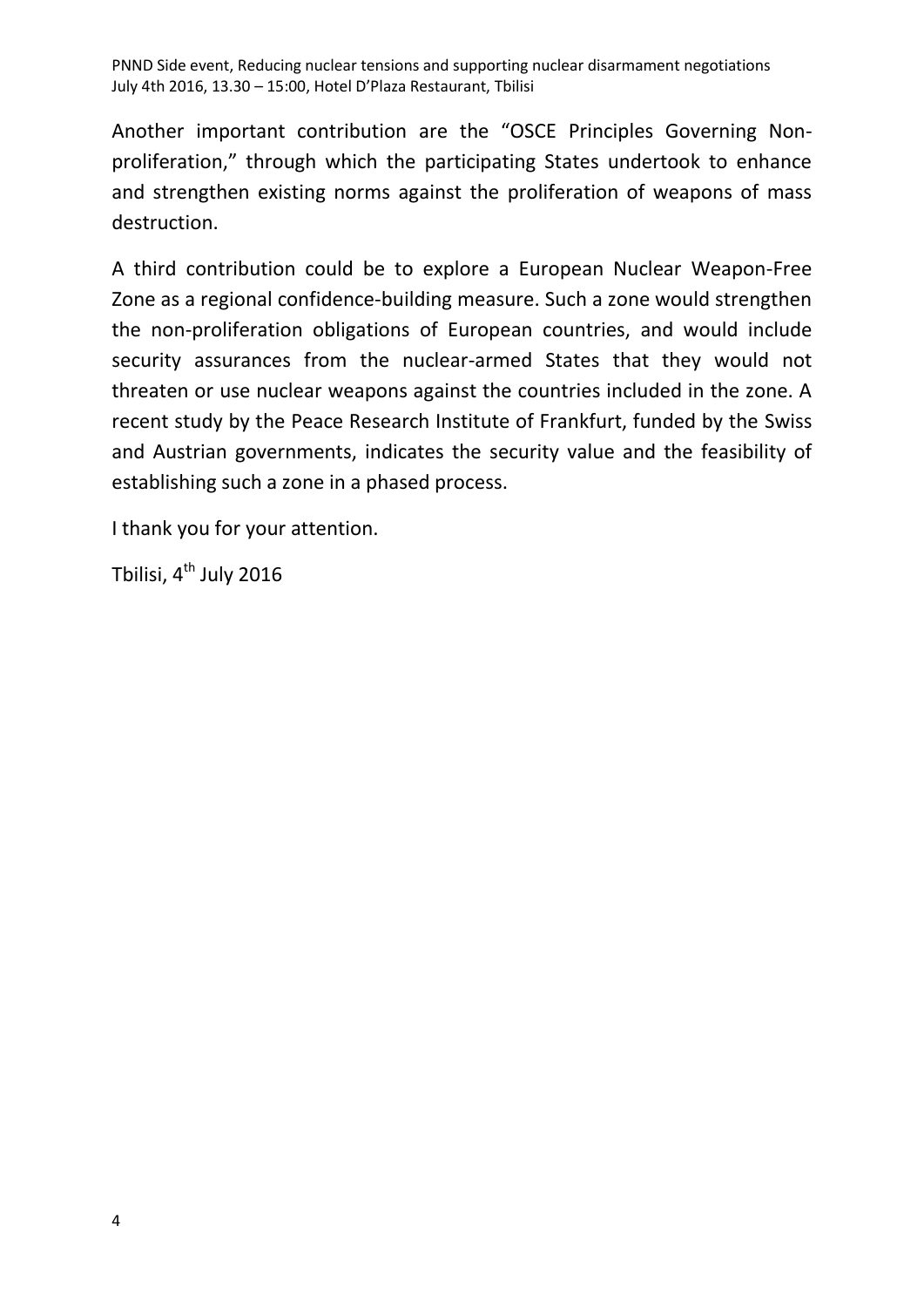Another important contribution are the "OSCE Principles Governing Non-proliferation," through which the participating States undertook to enhance and strengthen existing norms against the proliferation of weapons of mass destruction.

A third contribution could be to explore a European Nuclear Weapon-Free Zone as a regional confidence-building measure. Such a zone would strengthen the non-proliferation obligations of European countries, and would include security assurances from the nuclear-armed States that they would not threaten or use nuclear weapons against the countries included in the zone. A recent study by the Peace Research Institute of Frankfurt, funded by the Swiss and Austrian governments, indicates the security value and the feasibility of establishing such a zone in a phased process.

I thank you for your attention.

Tbilisi, 4th July 2016